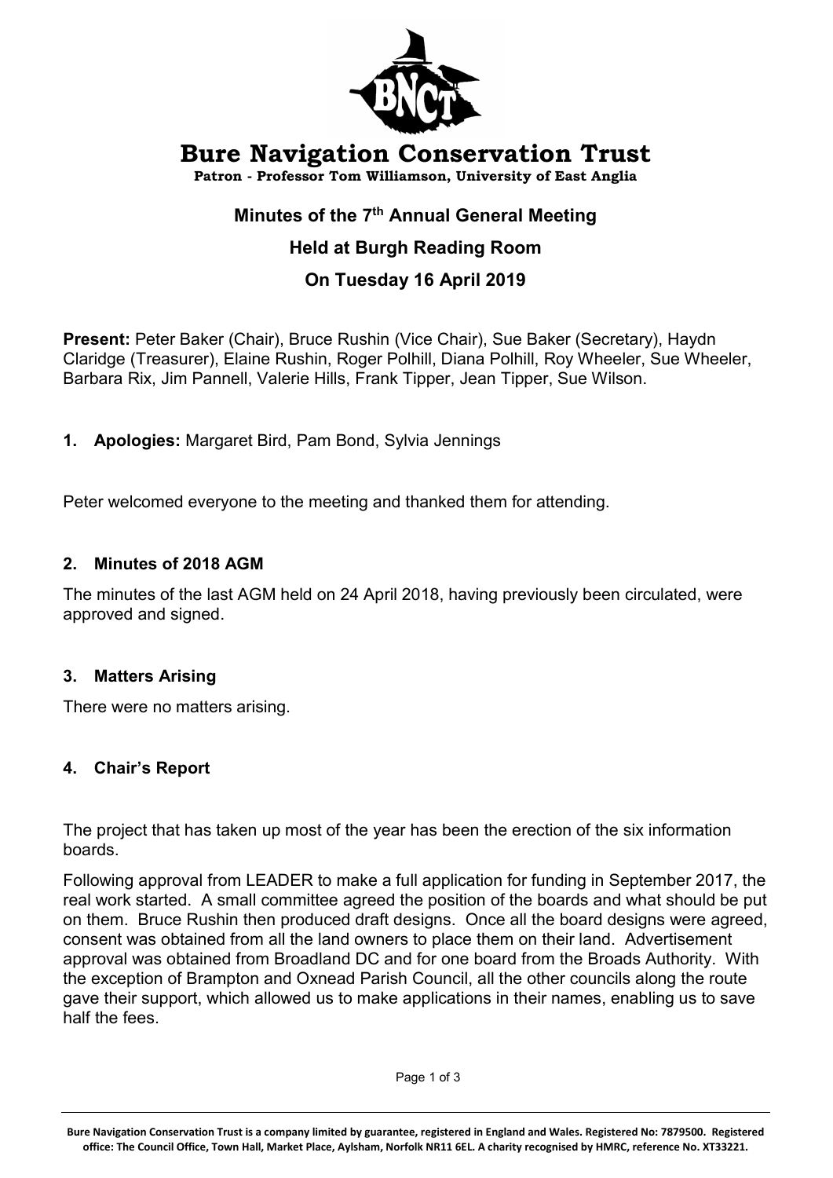# Bure Navigation Conservation Trust

**Patron - Professor Tom Williamson, University of East Anglia**

## Minutes of the 7th Annual General Meeting

## Held at Burgh Reading Room

## On Tuesday 16 April 2019

**Present:** Peter Baker (Chair), Bruce Rushin (Vice Chair), Sue Baker (Secretary), Haydn Claridge (Treasurer), Elaine Rushin, Roger Polhill, Diana Polhill, Roy Wheeler, Sue Wheeler, Barbara Rix, Jim Pannell, Valerie Hills, Frank Tipper, Jean Tipper, Sue Wilson.

1. **Apologies:** Margaret Bird, Pam Bond, Sylvia Jennings

Peter welcomed everyone to the meeting and thanked them for attending.

### 2. Minutes of 2018 AGM

The minutes of the last AGM held on 24 April 2018, having previously been circulated, were approved and signed.

### 3. Matters Arising

There were no matters arising.

### 4. Chair's Report

The project that has taken up most of the year has been the erection of the six information boards.

Following approval from LEADER to make a full application for funding in September 2017, the real work started. A small committee agreed the position of the boards and what should be put on them. Bruce Rushin then produced draft designs. Once all the board designs were agreed, consent was obtained from all the land owners to place them on their land. Advertisement approval was obtained from Broadland DC and for one board from the Broads Authority. With the exception of Brampton and Oxnead Parish Council, all the other councils along the route gave their support, which allowed us to make applications in their names, enabling us to save half the fees.

Bure Navigation Conservation Trust is a company limited by guarantee, registered in England and Wales. Registered No: 7879500. Registered office: The Council Office, Town Hall, Market Place, Aylsham, Norfolk NR11 6EL. A charity recognised by HMRC, reference No. XT33221.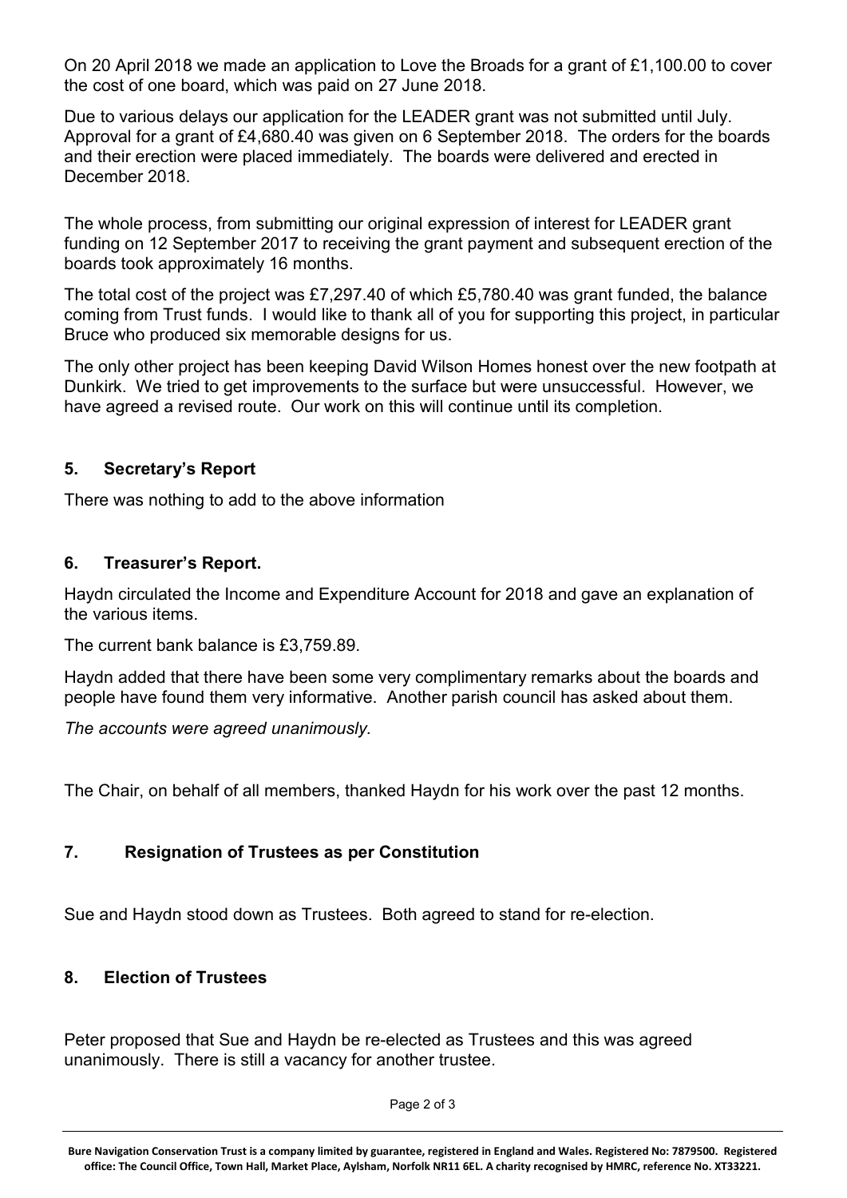On 20 April 2018 we made an application to Love the Broads for a grant of £1,100.00 to cover the cost of one board, which was paid on 27 June 2018.

Due to various delays our application for the LEADER grant was not submitted until July. Approval for a grant of £4,680.40 was given on 6 September 2018. The orders for the boards and their erection were placed immediately. The boards were delivered and erected in December 2018.

The whole process, from submitting our original expression of interest for LEADER grant funding on 12 September 2017 to receiving the grant payment and subsequent erection of the boards took approximately 16 months.

The total cost of the project was £7,297.40 of which £5,780.40 was grant funded, the balance coming from Trust funds. I would like to thank all of you for supporting this project, in particular Bruce who produced six memorable designs for us.

The only other project has been keeping David Wilson Homes honest over the new footpath at Dunkirk. We tried to get improvements to the surface but were unsuccessful. However, we have agreed a revised route. Our work on this will continue until its completion.

## 5. Secretary's Report

There was nothing to add to the above information

## 6. Treasurer's Report.

Haydn circulated the Income and Expenditure Account for 2018 and gave an explanation of the various items.

The current bank balance is £3,759.89.

Haydn added that there have been some very complimentary remarks about the boards and people have found them very informative. Another parish council has asked about them.

*The accounts were agreed unanimously.*

The Chair, on behalf of all members, thanked Haydn for his work over the past 12 months.

## 7. Resignation of Trustees as per Constitution

Sue and Haydn stood down as Trustees. Both agreed to stand for re-election.

## 8. Election of Trustees

Peter proposed that Sue and Haydn be re-elected as Trustees and this was agreed unanimously. There is still a vacancy for another trustee.

**Bure Navigation Conservation Trust is a company limited by guarantee, registered in England and Wales. Registered No: 7879500. Registered office: The Council Office, Town Hall, Market Place, Aylsham, Norfolk NR11 6EL. A charity recognised by HMRC, reference No. XT33221.**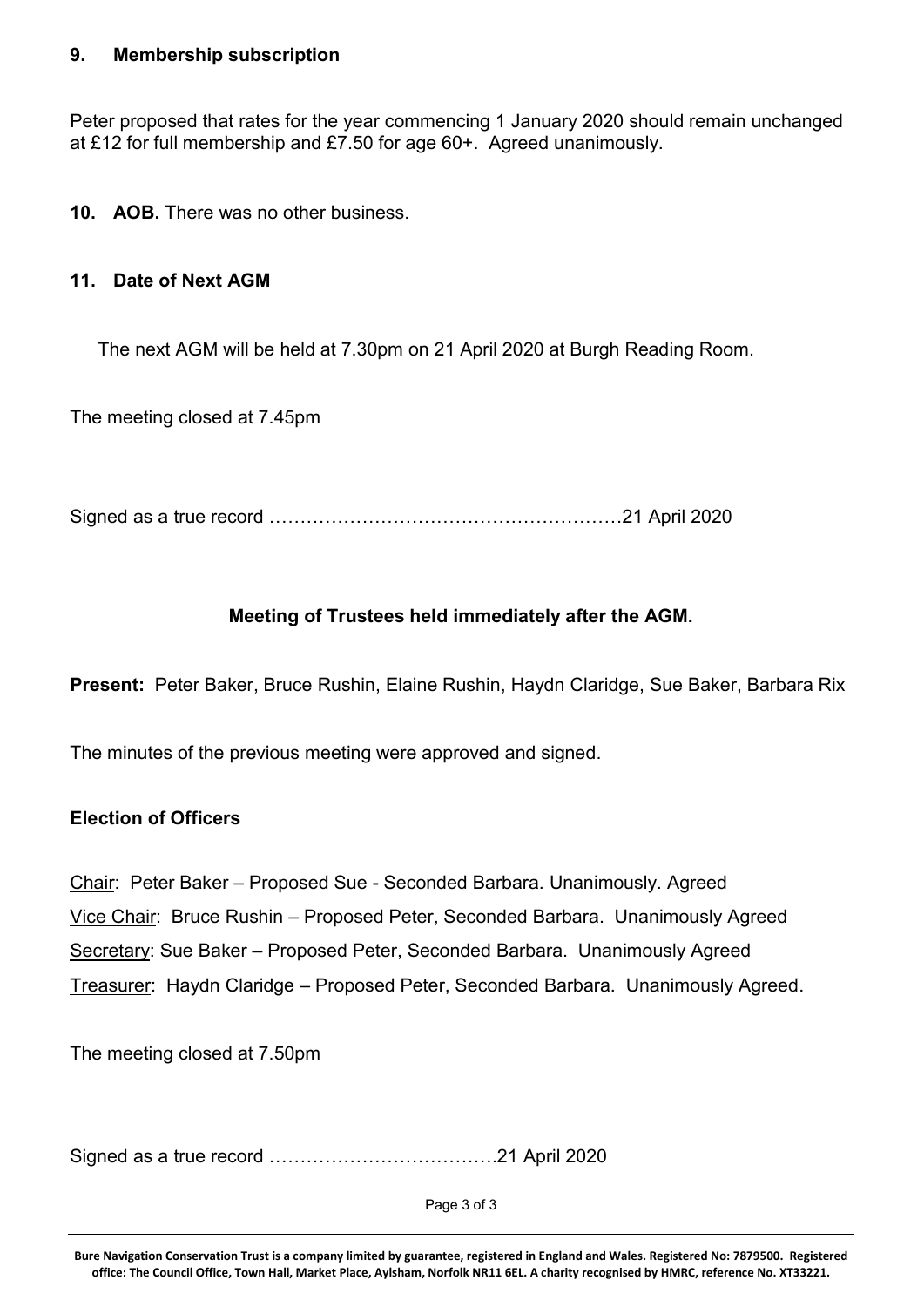**9. Membership subscription**

Peter proposed that rates for the year commencing 1 January 2020 should remain unchanged at £12 for full membership and £7.50 for age 60+. Agreed unanimously.

**10. AOB.** There was no other business.

**11. Date of Next AGM**

The next AGM will be held at 7.30pm on 21 April 2020 at Burgh Reading Room.

The meeting closed at 7.45pm

Signed as a true record …………………………………………………21 April 2020

**Meeting of Trustees held immediately after the AGM.**

**Present:** Peter Baker, Bruce Rushin, Elaine Rushin, Haydn Claridge, Sue Baker, Barbara Rix

The minutes of the previous meeting were approved and signed.

**Election of Officers**

Chair: Peter Baker – Proposed Sue - Seconded Barbara. Unanimously. Agreed
Vice Chair: Bruce Rushin – Proposed Peter, Seconded Barbara. Unanimously Agreed
Secretary: Sue Baker – Proposed Peter, Seconded Barbara. Unanimously Agreed
Treasurer: Haydn Claridge – Proposed Peter, Seconded Barbara. Unanimously Agreed.

The meeting closed at 7.50pm

Signed as a true record ……………………………….21 April 2020

**Bure Navigation Conservation Trust is a company limited by guarantee, registered in England and Wales. Registered No: 7879500. Registered office: The Council Office, Town Hall, Market Place, Aylsham, Norfolk NR11 6EL. A charity recognised by HMRC, reference No. XT33221.**